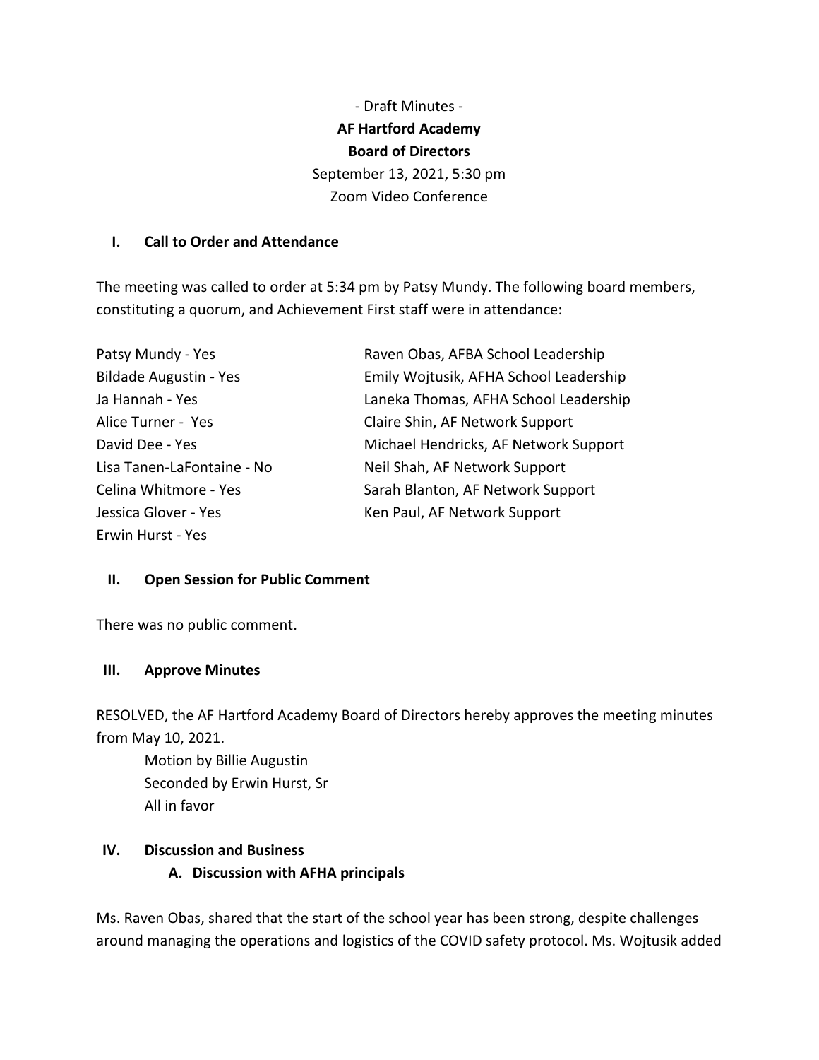- Draft Minutes -

**AF Hartford Academy**

**Board of Directors**

September 13, 2021, 5:30 pm

Zoom Video Conference

## I. Call to Order and Attendance

The meeting was called to order at 5:34 pm by Patsy Mundy. The following board members, constituting a quorum, and Achievement First staff were in attendance:

| | |
|---|---|
| Patsy Mundy - Yes | Raven Obas, AFBA School Leadership |
| Bildade Augustin - Yes | Emily Wojtusik, AFHA School Leadership |
| Ja Hannah - Yes | Laneka Thomas, AFHA School Leadership |
| Alice Turner - Yes | Claire Shin, AF Network Support |
| David Dee - Yes | Michael Hendricks, AF Network Support |
| Lisa Tanen-LaFontaine - No | Neil Shah, AF Network Support |
| Celina Whitmore - Yes | Sarah Blanton, AF Network Support |
| Jessica Glover - Yes | Ken Paul, AF Network Support |
| Erwin Hurst - Yes | |

## II. Open Session for Public Comment

There was no public comment.

## III. Approve Minutes

RESOLVED, the AF Hartford Academy Board of Directors hereby approves the meeting minutes from May 10, 2021.

Motion by Billie Augustin
Seconded by Erwin Hurst, Sr
All in favor

## IV. Discussion and Business

### A. Discussion with AFHA principals

Ms. Raven Obas, shared that the start of the school year has been strong, despite challenges around managing the operations and logistics of the COVID safety protocol. Ms. Wojtusik added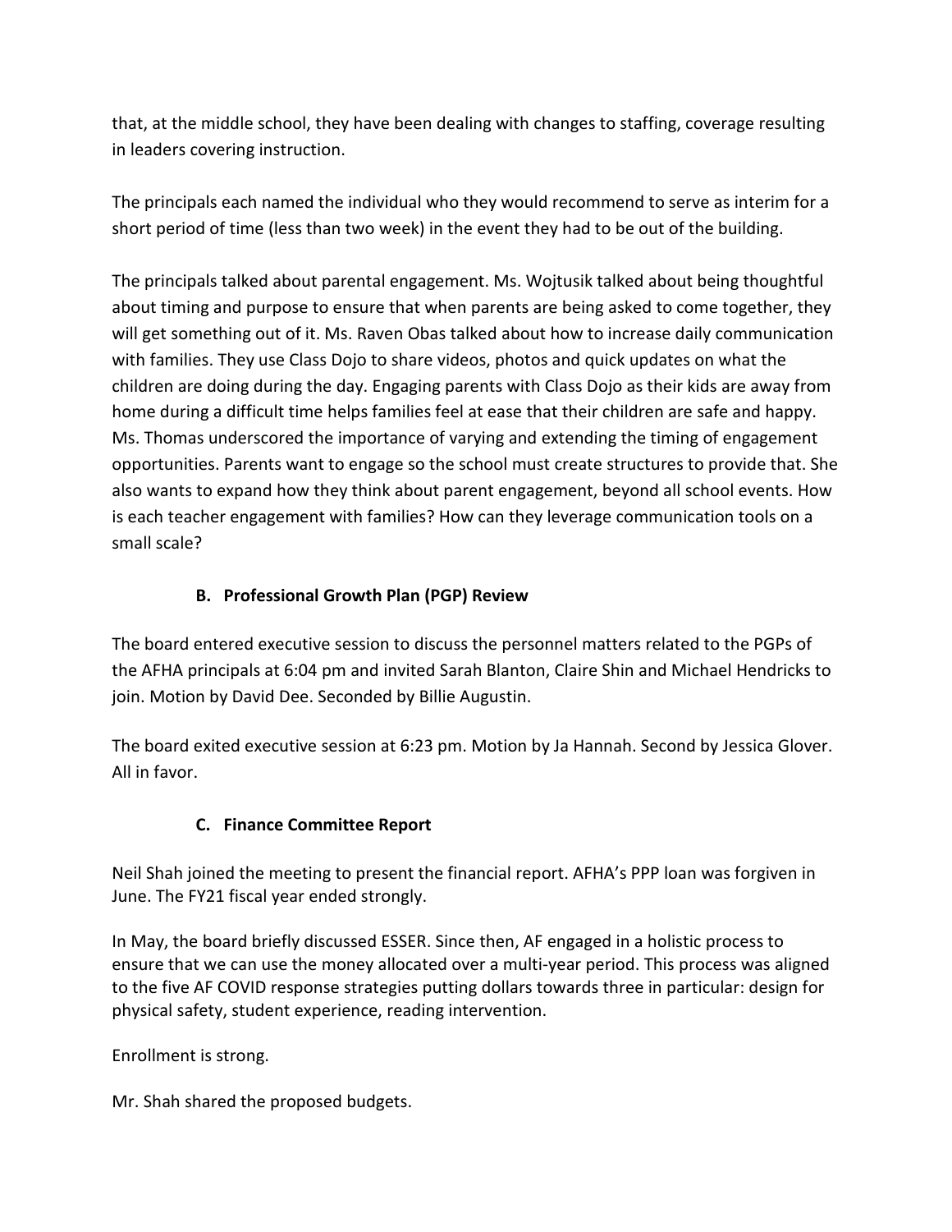that, at the middle school, they have been dealing with changes to staffing, coverage resulting in leaders covering instruction.

The principals each named the individual who they would recommend to serve as interim for a short period of time (less than two week) in the event they had to be out of the building.

The principals talked about parental engagement. Ms. Wojtusik talked about being thoughtful about timing and purpose to ensure that when parents are being asked to come together, they will get something out of it. Ms. Raven Obas talked about how to increase daily communication with families. They use Class Dojo to share videos, photos and quick updates on what the children are doing during the day. Engaging parents with Class Dojo as their kids are away from home during a difficult time helps families feel at ease that their children are safe and happy. Ms. Thomas underscored the importance of varying and extending the timing of engagement opportunities. Parents want to engage so the school must create structures to provide that. She also wants to expand how they think about parent engagement, beyond all school events. How is each teacher engagement with families? How can they leverage communication tools on a small scale?

### B. Professional Growth Plan (PGP) Review

The board entered executive session to discuss the personnel matters related to the PGPs of the AFHA principals at 6:04 pm and invited Sarah Blanton, Claire Shin and Michael Hendricks to join. Motion by David Dee. Seconded by Billie Augustin.

The board exited executive session at 6:23 pm. Motion by Ja Hannah. Second by Jessica Glover. All in favor.

### C. Finance Committee Report

Neil Shah joined the meeting to present the financial report. AFHA's PPP loan was forgiven in June. The FY21 fiscal year ended strongly.

In May, the board briefly discussed ESSER. Since then, AF engaged in a holistic process to ensure that we can use the money allocated over a multi-year period. This process was aligned to the five AF COVID response strategies putting dollars towards three in particular: design for physical safety, student experience, reading intervention.

Enrollment is strong.

Mr. Shah shared the proposed budgets.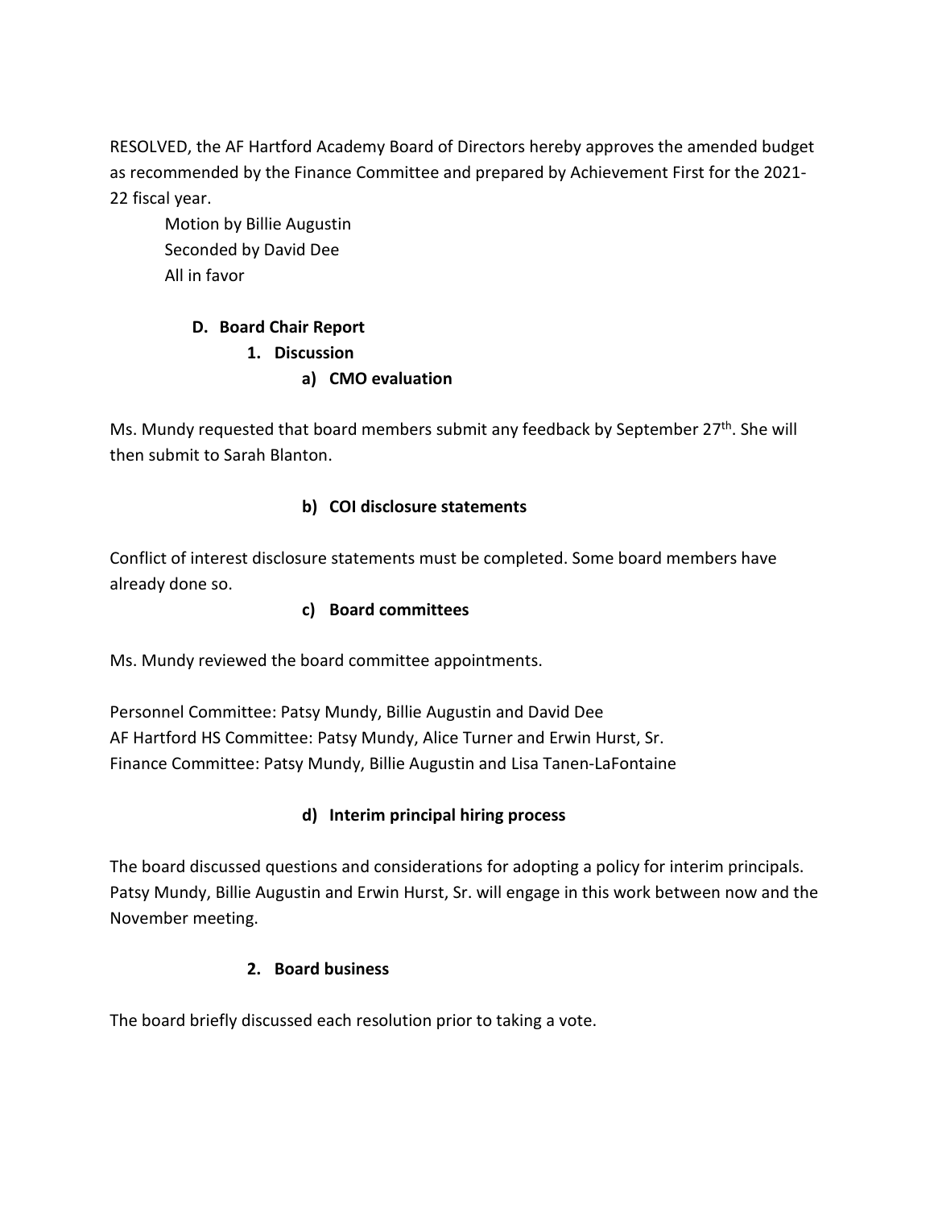RESOLVED, the AF Hartford Academy Board of Directors hereby approves the amended budget as recommended by the Finance Committee and prepared by Achievement First for the 2021-22 fiscal year.

Motion by Billie Augustin
Seconded by David Dee
All in favor

**D. Board Chair Report**

**1. Discussion**

**a) CMO evaluation**

Ms. Mundy requested that board members submit any feedback by September 27th. She will then submit to Sarah Blanton.

**b) COI disclosure statements**

Conflict of interest disclosure statements must be completed. Some board members have already done so.

**c) Board committees**

Ms. Mundy reviewed the board committee appointments.

Personnel Committee: Patsy Mundy, Billie Augustin and David Dee
AF Hartford HS Committee: Patsy Mundy, Alice Turner and Erwin Hurst, Sr.
Finance Committee: Patsy Mundy, Billie Augustin and Lisa Tanen-LaFontaine

**d) Interim principal hiring process**

The board discussed questions and considerations for adopting a policy for interim principals. Patsy Mundy, Billie Augustin and Erwin Hurst, Sr. will engage in this work between now and the November meeting.

**2. Board business**

The board briefly discussed each resolution prior to taking a vote.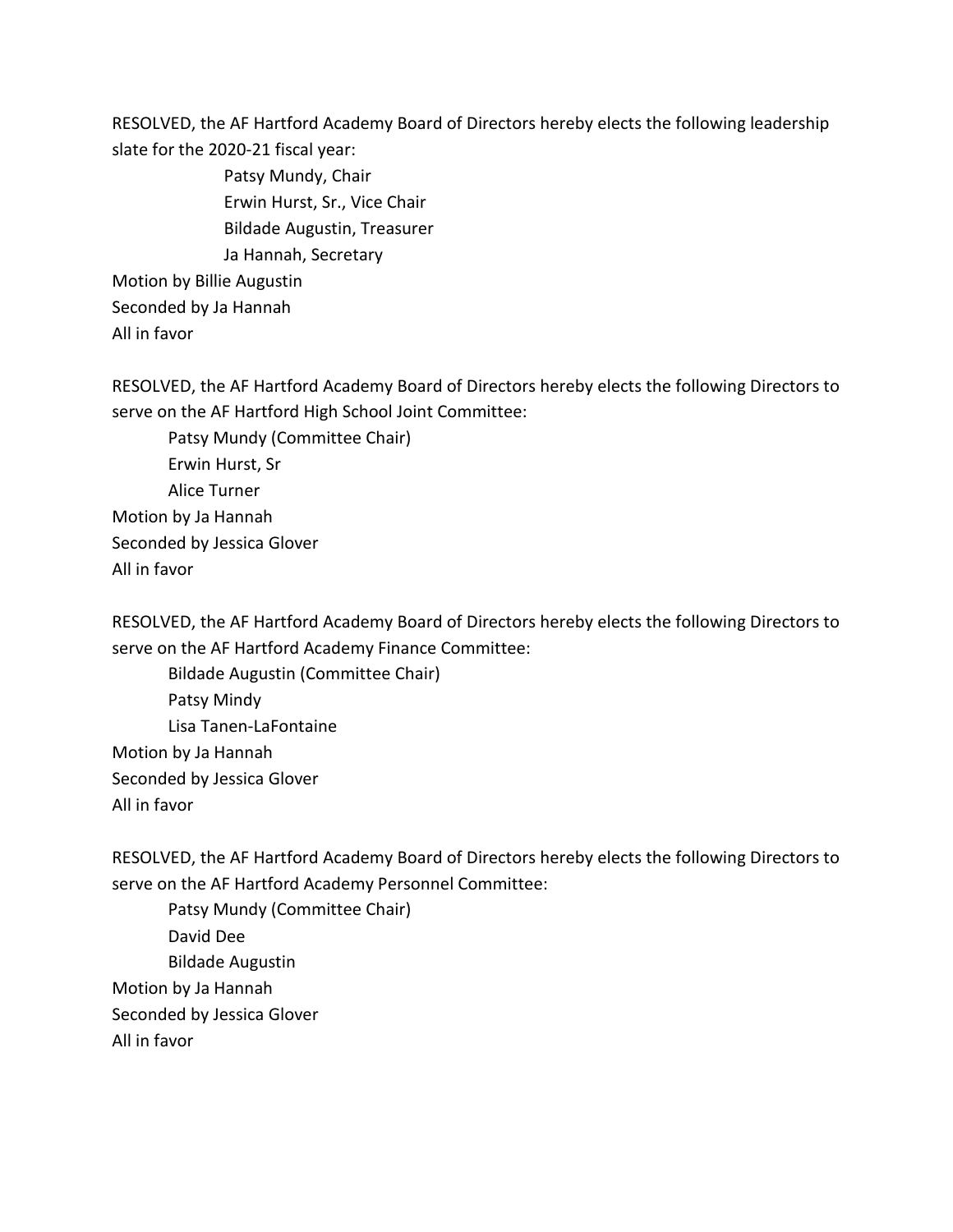RESOLVED, the AF Hartford Academy Board of Directors hereby elects the following leadership slate for the 2020-21 fiscal year:

Patsy Mundy, Chair
Erwin Hurst, Sr., Vice Chair
Bildade Augustin, Treasurer
Ja Hannah, Secretary

Motion by Billie Augustin
Seconded by Ja Hannah
All in favor

RESOLVED, the AF Hartford Academy Board of Directors hereby elects the following Directors to serve on the AF Hartford High School Joint Committee:

Patsy Mundy (Committee Chair)
Erwin Hurst, Sr
Alice Turner

Motion by Ja Hannah
Seconded by Jessica Glover
All in favor

RESOLVED, the AF Hartford Academy Board of Directors hereby elects the following Directors to serve on the AF Hartford Academy Finance Committee:

Bildade Augustin (Committee Chair)
Patsy Mindy
Lisa Tanen-LaFontaine

Motion by Ja Hannah
Seconded by Jessica Glover
All in favor

RESOLVED, the AF Hartford Academy Board of Directors hereby elects the following Directors to serve on the AF Hartford Academy Personnel Committee:

Patsy Mundy (Committee Chair)
David Dee
Bildade Augustin

Motion by Ja Hannah
Seconded by Jessica Glover
All in favor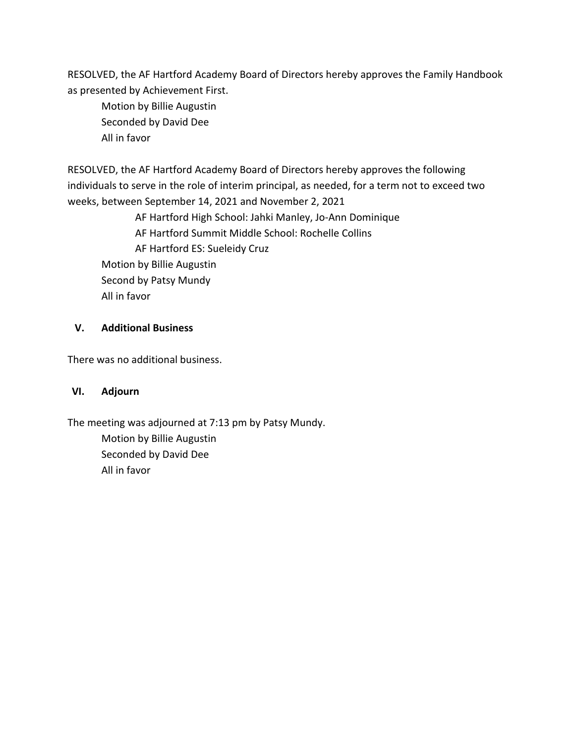RESOLVED, the AF Hartford Academy Board of Directors hereby approves the Family Handbook as presented by Achievement First.

Motion by Billie Augustin
Seconded by David Dee
All in favor

RESOLVED, the AF Hartford Academy Board of Directors hereby approves the following individuals to serve in the role of interim principal, as needed, for a term not to exceed two weeks, between September 14, 2021 and November 2, 2021

AF Hartford High School: Jahki Manley, Jo-Ann Dominique
AF Hartford Summit Middle School: Rochelle Collins
AF Hartford ES: Sueleidy Cruz

Motion by Billie Augustin
Second by Patsy Mundy
All in favor

## V. Additional Business

There was no additional business.

## VI. Adjourn

The meeting was adjourned at 7:13 pm by Patsy Mundy.

Motion by Billie Augustin
Seconded by David Dee
All in favor